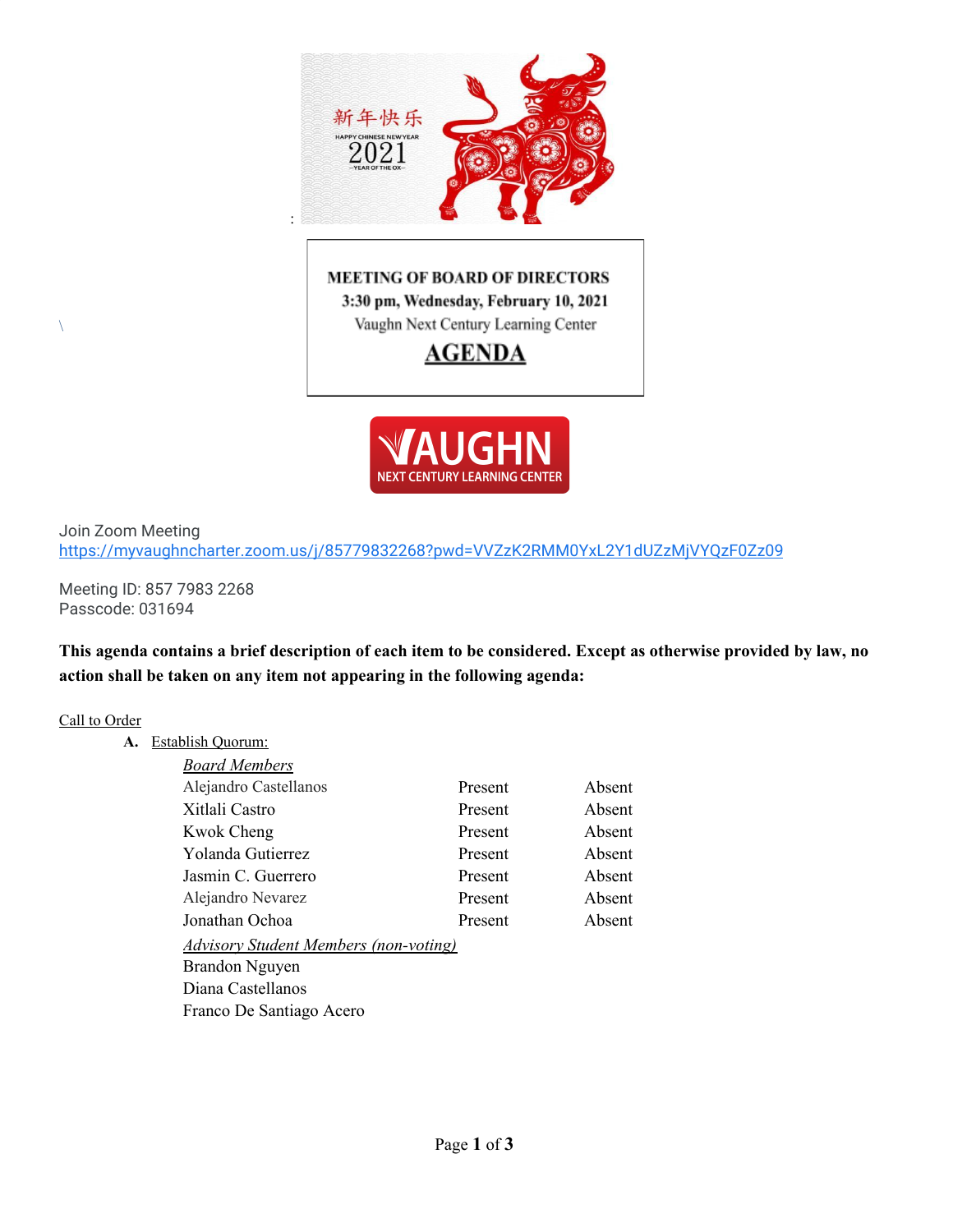**MEETING OF BOARD OF DIRECTORS**
**3:30 pm, Wednesday, February 10, 2021**
Vaughn Next Century Learning Center
**AGENDA**

Join Zoom Meeting
https://myvaughncharter.zoom.us/j/85779832268?pwd=VVZzK2RMM0YxL2Y1dUZzMjVYQzF0Zz09

Meeting ID: 857 7983 2268
Passcode: 031694

**This agenda contains a brief description of each item to be considered. Except as otherwise provided by law, no action shall be taken on any item not appearing in the following agenda:**

Call to Order

**A.** Establish Quorum:

*Board Members*

| | | |
|---|---|---|
| Alejandro Castellanos | Present | Absent |
| Xitlali Castro | Present | Absent |
| Kwok Cheng | Present | Absent |
| Yolanda Gutierrez | Present | Absent |
| Jasmin C. Guerrero | Present | Absent |
| Alejandro Nevarez | Present | Absent |
| Jonathan Ochoa | Present | Absent |

*Advisory Student Members (non-voting)*

Brandon Nguyen
Diana Castellanos
Franco De Santiago Acero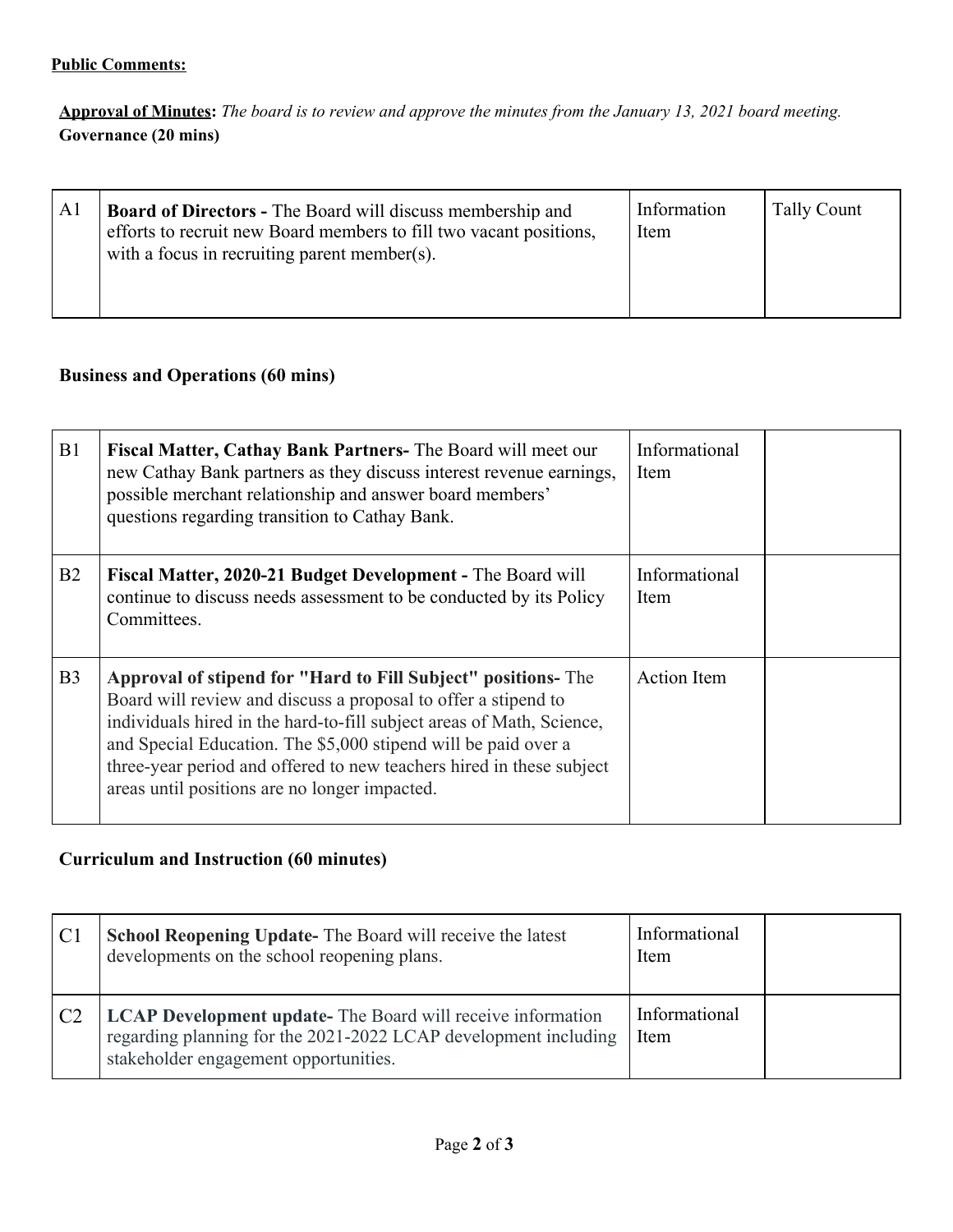**Public Comments:**

**Approval of Minutes:** *The board is to review and approve the minutes from the January 13, 2021 board meeting.*

**Governance (20 mins)**

| | | | |
|---|---|---|---|
| A1 | **Board of Directors -** The Board will discuss membership and efforts to recruit new Board members to fill two vacant positions, with a focus in recruiting parent member(s). | Information Item | Tally Count |

**Business and Operations (60 mins)**

| | | | |
|---|---|---|---|
| B1 | **Fiscal Matter, Cathay Bank Partners-** The Board will meet our new Cathay Bank partners as they discuss interest revenue earnings, possible merchant relationship and answer board members' questions regarding transition to Cathay Bank. | Informational Item | |
| B2 | **Fiscal Matter, 2020-21 Budget Development -** The Board will continue to discuss needs assessment to be conducted by its Policy Committees. | Informational Item | |
| B3 | **Approval of stipend for "Hard to Fill Subject" positions-** The Board will review and discuss a proposal to offer a stipend to individuals hired in the hard-to-fill subject areas of Math, Science, and Special Education. The $5,000 stipend will be paid over a three-year period and offered to new teachers hired in these subject areas until positions are no longer impacted. | Action Item | |

**Curriculum and Instruction (60 minutes)**

| | | | |
|---|---|---|---|
| C1 | **School Reopening Update-** The Board will receive the latest developments on the school reopening plans. | Informational Item | |
| C2 | **LCAP Development update-** The Board will receive information regarding planning for the 2021-2022 LCAP development including stakeholder engagement opportunities. | Informational Item | |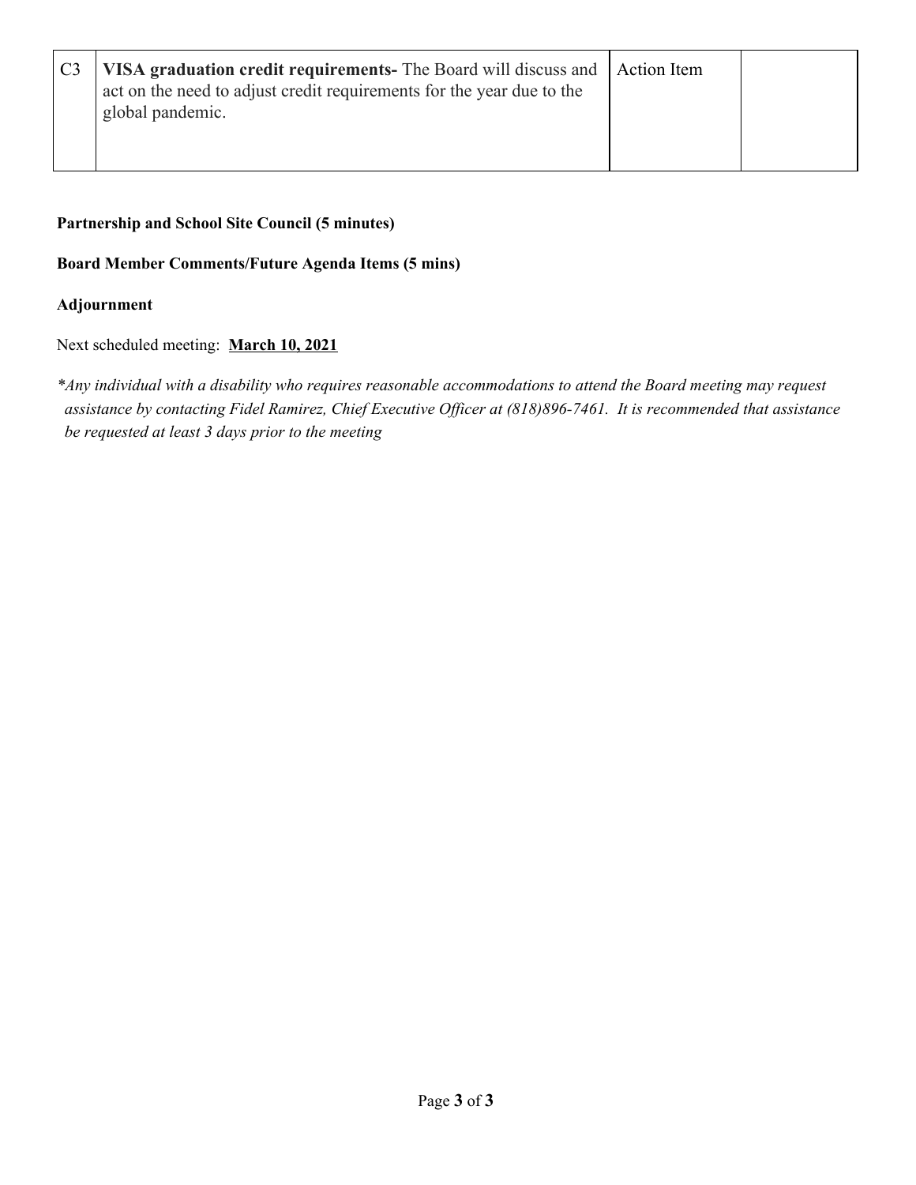| | | | |
|---|---|---|---|
| C3 | **VISA graduation credit requirements-** The Board will discuss and act on the need to adjust credit requirements for the year due to the global pandemic. | Action Item | |

**Partnership and School Site Council (5 minutes)**

**Board Member Comments/Future Agenda Items (5 mins)**

**Adjournment**

Next scheduled meeting: **March 10, 2021**

*\*Any individual with a disability who requires reasonable accommodations to attend the Board meeting may request assistance by contacting Fidel Ramirez, Chief Executive Officer at (818)896-7461. It is recommended that assistance be requested at least 3 days prior to the meeting*